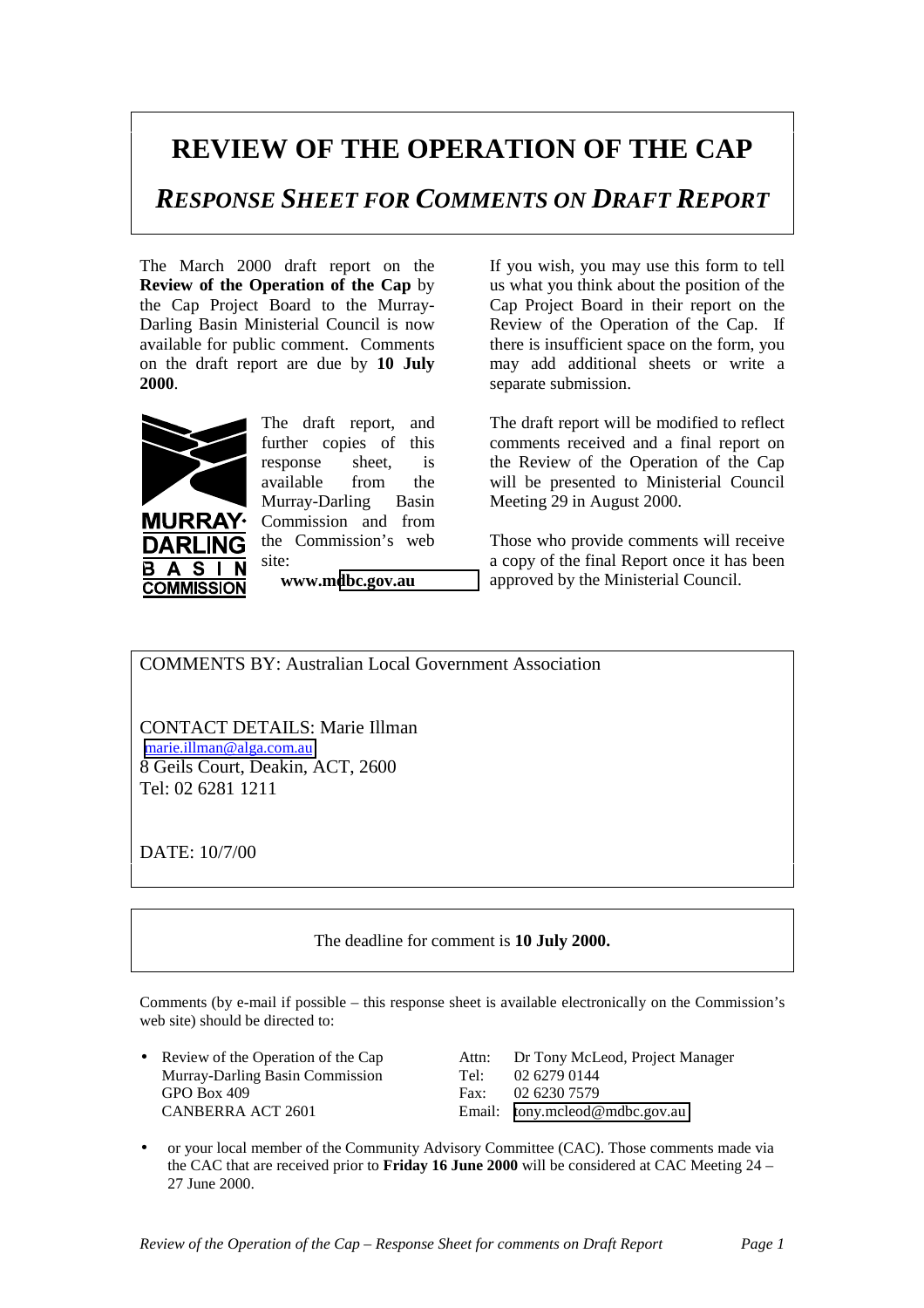# REVIEW OF THE OPERATION OF THE CAP

## *RESPONSE SHEET FOR COMMENTS ON DRAFT REPORT*

The March 2000 draft report on the **Review of the Operation of the Cap** by the Cap Project Board to the Murray-Darling Basin Ministerial Council is now available for public comment. Comments on the draft report are due by **10 July 2000**.

MURRAY-DARLING BASIN COMMISSION

The draft report, and further copies of this response sheet, is available from the Murray-Darling Basin Commission and from the Commission's web site:

**www.mdbc.gov.au**

If you wish, you may use this form to tell us what you think about the position of the Cap Project Board in their report on the Review of the Operation of the Cap. If there is insufficient space on the form, you may add additional sheets or write a separate submission.

The draft report will be modified to reflect comments received and a final report on the Review of the Operation of the Cap will be presented to Ministerial Council Meeting 29 in August 2000.

Those who provide comments will receive a copy of the final Report once it has been approved by the Ministerial Council.

COMMENTS BY: Australian Local Government Association

CONTACT DETAILS: Marie Illman
marie.illman@alga.com.au
8 Geils Court, Deakin, ACT, 2600
Tel: 02 6281 1211

DATE: 10/7/00

The deadline for comment is **10 July 2000.**

Comments (by e-mail if possible – this response sheet is available electronically on the Commission's web site) should be directed to:

- Review of the Operation of the Cap
  Murray-Darling Basin Commission
  GPO Box 409
  CANBERRA ACT 2601

  Attn: Dr Tony McLeod, Project Manager
  Tel: 02 6279 0144
  Fax: 02 6230 7579
  Email: tony.mcleod@mdbc.gov.au

- or your local member of the Community Advisory Committee (CAC). Those comments made via the CAC that are received prior to **Friday 16 June 2000** will be considered at CAC Meeting 24 – 27 June 2000.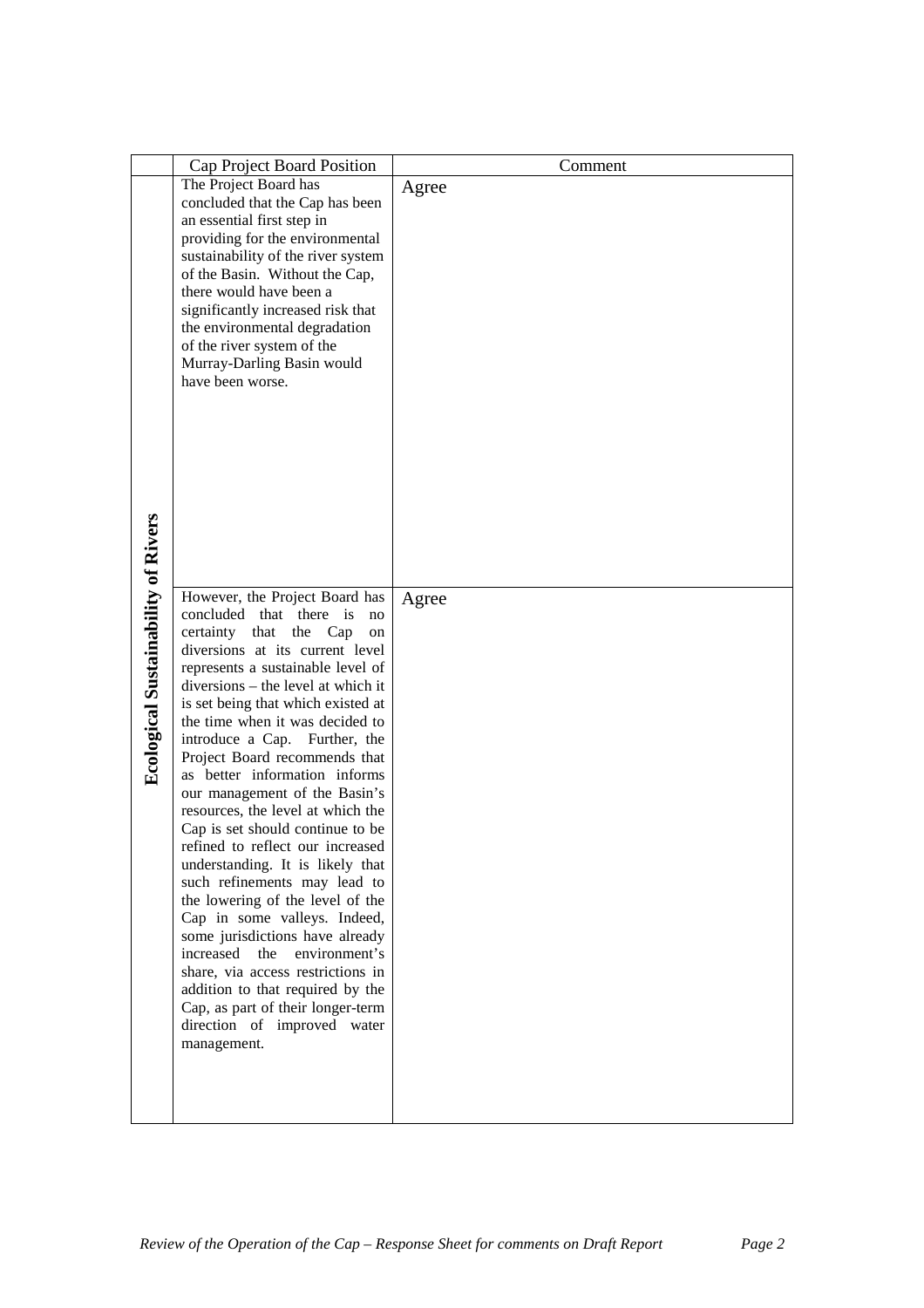| | Cap Project Board Position | Comment |
|---|---|---|
| **Ecological Sustainability of Rivers** | The Project Board has concluded that the Cap has been an essential first step in providing for the environmental sustainability of the river system of the Basin. Without the Cap, there would have been a significantly increased risk that the environmental degradation of the river system of the Murray-Darling Basin would have been worse. | Agree |
| | However, the Project Board has concluded that there is no certainty that the Cap on diversions at its current level represents a sustainable level of diversions – the level at which it is set being that which existed at the time when it was decided to introduce a Cap. Further, the Project Board recommends that as better information informs our management of the Basin's resources, the level at which the Cap is set should continue to be refined to reflect our increased understanding. It is likely that such refinements may lead to the lowering of the level of the Cap in some valleys. Indeed, some jurisdictions have already increased the environment's share, via access restrictions in addition to that required by the Cap, as part of their longer-term direction of improved water management. | Agree |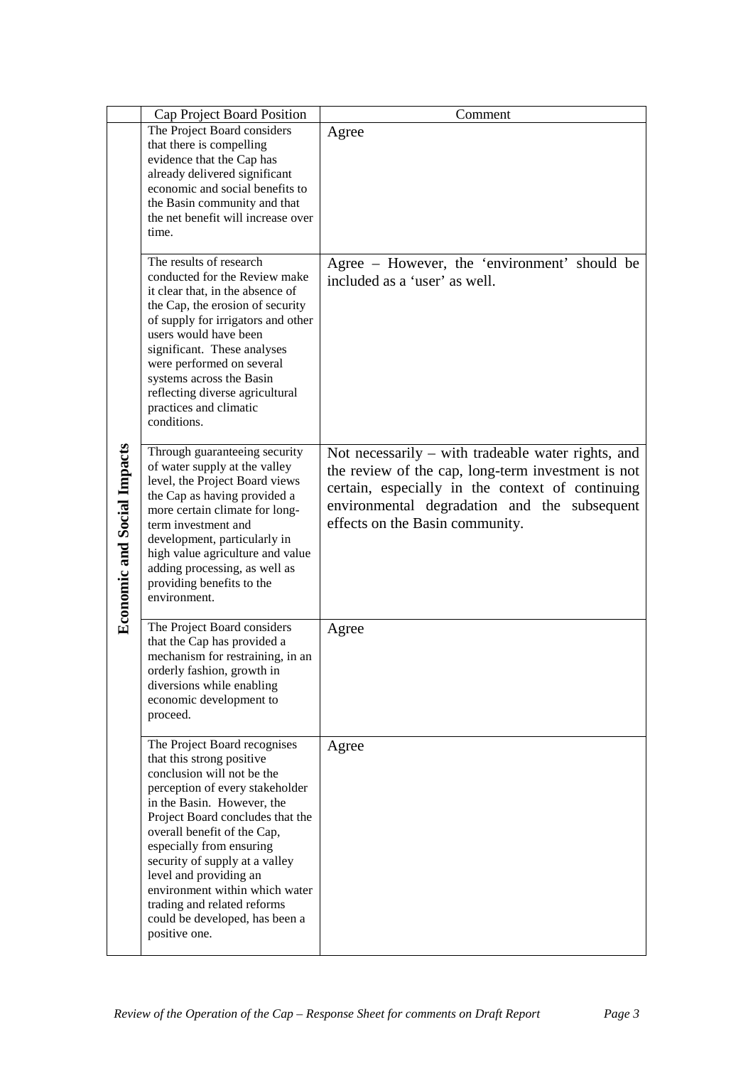| | Cap Project Board Position | Comment |
|---|---|---|
| **Economic and Social Impacts** | The Project Board considers that there is compelling evidence that the Cap has already delivered significant economic and social benefits to the Basin community and that the net benefit will increase over time. | Agree |
| | The results of research conducted for the Review make it clear that, in the absence of the Cap, the erosion of security of supply for irrigators and other users would have been significant. These analyses were performed on several systems across the Basin reflecting diverse agricultural practices and climatic conditions. | Agree – However, the 'environment' should be included as a 'user' as well. |
| | Through guaranteeing security of water supply at the valley level, the Project Board views the Cap as having provided a more certain climate for long-term investment and development, particularly in high value agriculture and value adding processing, as well as providing benefits to the environment. | Not necessarily – with tradeable water rights, and the review of the cap, long-term investment is not certain, especially in the context of continuing environmental degradation and the subsequent effects on the Basin community. |
| | The Project Board considers that the Cap has provided a mechanism for restraining, in an orderly fashion, growth in diversions while enabling economic development to proceed. | Agree |
| | The Project Board recognises that this strong positive conclusion will not be the perception of every stakeholder in the Basin. However, the Project Board concludes that the overall benefit of the Cap, especially from ensuring security of supply at a valley level and providing an environment within which water trading and related reforms could be developed, has been a positive one. | Agree |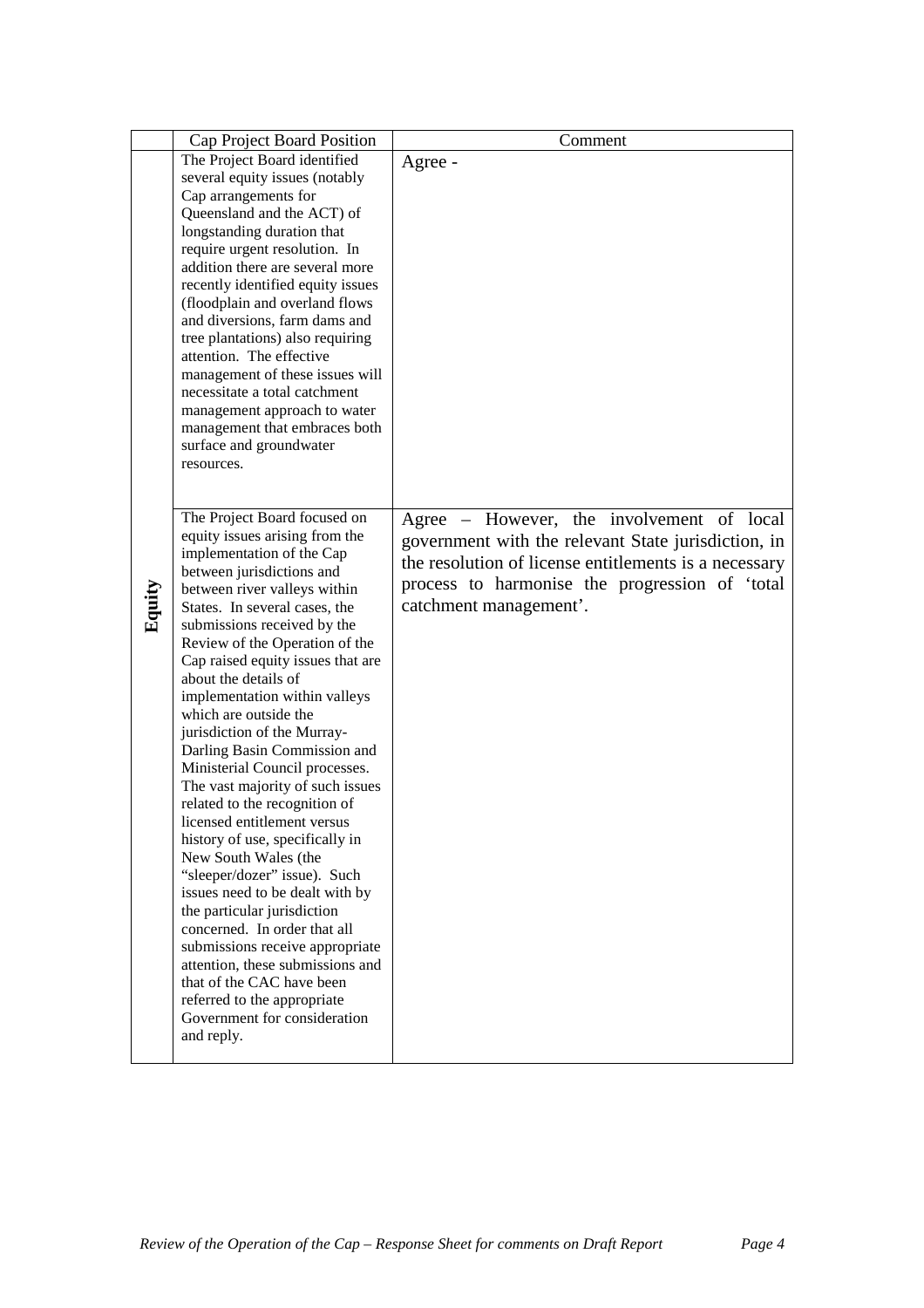| | Cap Project Board Position | Comment |
|---|---|---|
| **Equity** | The Project Board identified several equity issues (notably Cap arrangements for Queensland and the ACT) of longstanding duration that require urgent resolution. In addition there are several more recently identified equity issues (floodplain and overland flows and diversions, farm dams and tree plantations) also requiring attention. The effective management of these issues will necessitate a total catchment management approach to water management that embraces both surface and groundwater resources. | Agree - |
| | The Project Board focused on equity issues arising from the implementation of the Cap between jurisdictions and between river valleys within States. In several cases, the submissions received by the Review of the Operation of the Cap raised equity issues that are about the details of implementation within valleys which are outside the jurisdiction of the Murray-Darling Basin Commission and Ministerial Council processes. The vast majority of such issues related to the recognition of licensed entitlement versus history of use, specifically in New South Wales (the "sleeper/dozer" issue). Such issues need to be dealt with by the particular jurisdiction concerned. In order that all submissions receive appropriate attention, these submissions and that of the CAC have been referred to the appropriate Government for consideration and reply. | Agree – However, the involvement of local government with the relevant State jurisdiction, in the resolution of license entitlements is a necessary process to harmonise the progression of 'total catchment management'. |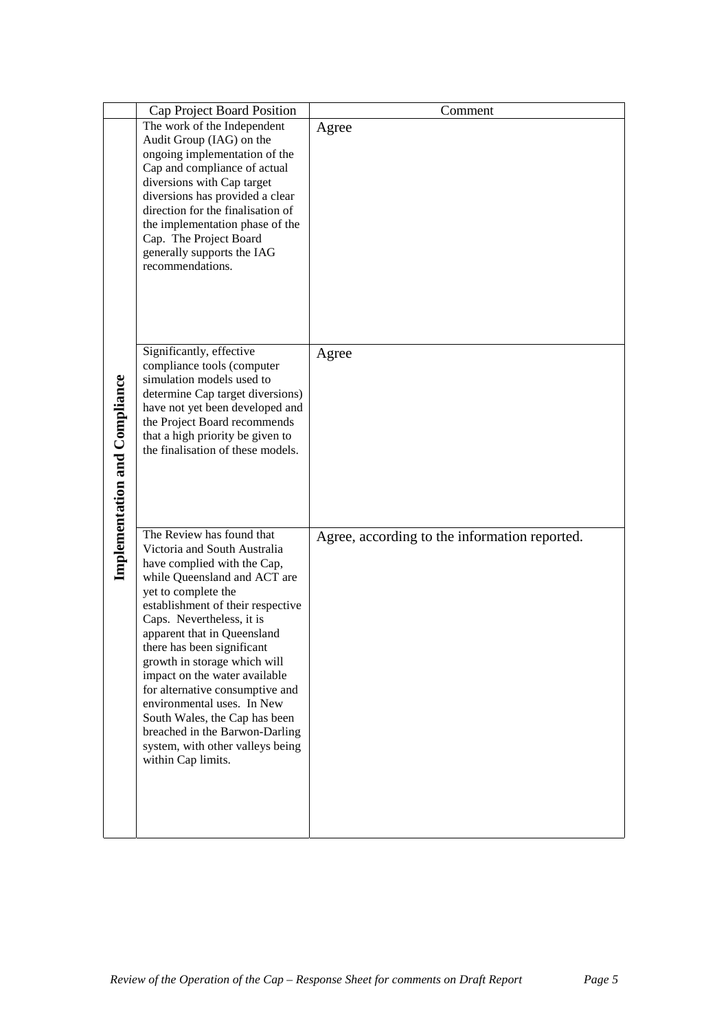| | Cap Project Board Position | Comment |
| --- | --- | --- |
| **Implementation and Compliance** | The work of the Independent Audit Group (IAG) on the ongoing implementation of the Cap and compliance of actual diversions with Cap target diversions has provided a clear direction for the finalisation of the implementation phase of the Cap. The Project Board generally supports the IAG recommendations. | Agree |
| | Significantly, effective compliance tools (computer simulation models used to determine Cap target diversions) have not yet been developed and the Project Board recommends that a high priority be given to the finalisation of these models. | Agree |
| | The Review has found that Victoria and South Australia have complied with the Cap, while Queensland and ACT are yet to complete the establishment of their respective Caps. Nevertheless, it is apparent that in Queensland there has been significant growth in storage which will impact on the water available for alternative consumptive and environmental uses. In New South Wales, the Cap has been breached in the Barwon-Darling system, with other valleys being within Cap limits. | Agree, according to the information reported. |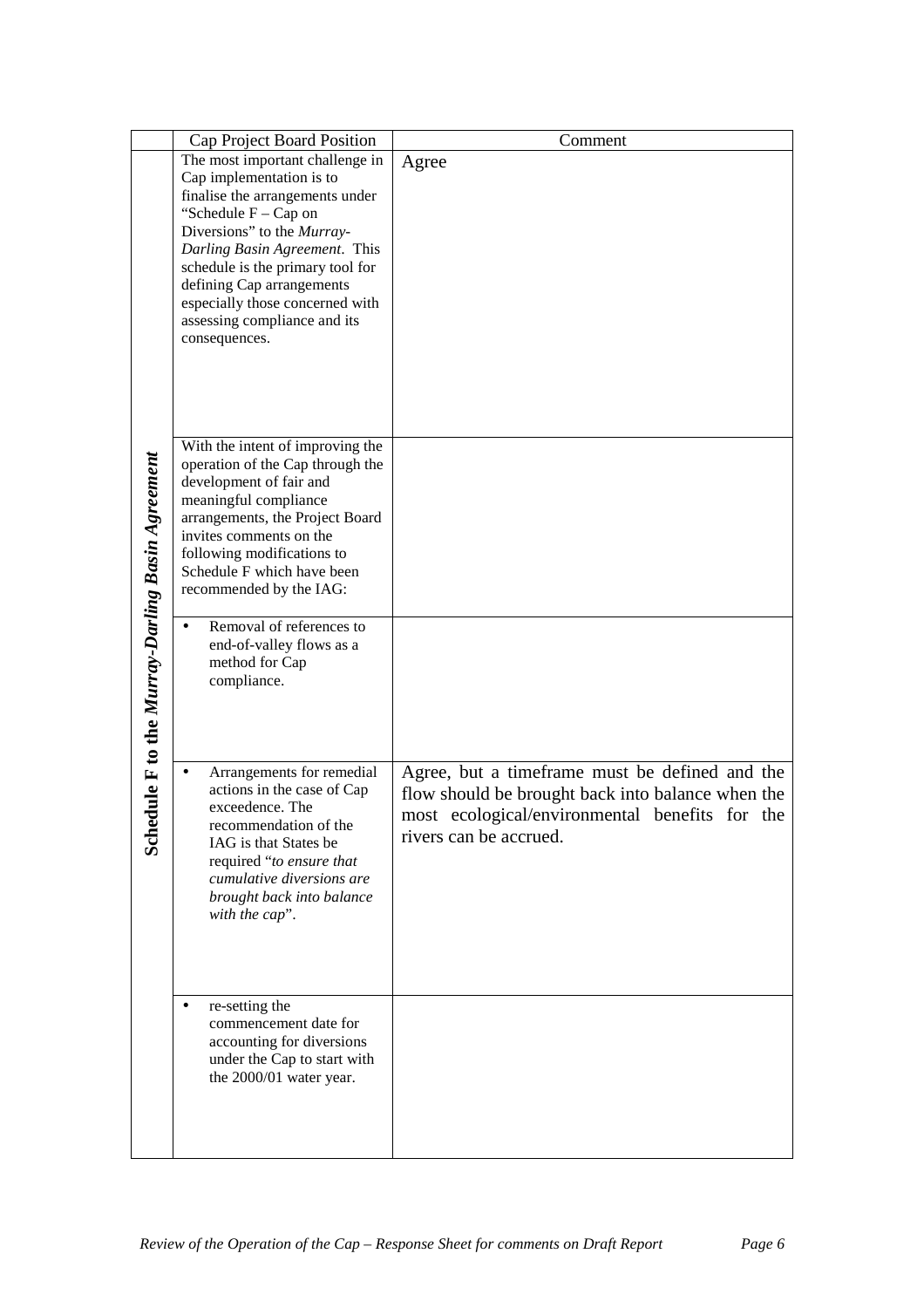| | Cap Project Board Position | Comment |
|---|---|---|
| **Schedule F to the *Murray-Darling Basin Agreement*** | The most important challenge in Cap implementation is to finalise the arrangements under "Schedule F – Cap on Diversions" to the *Murray-Darling Basin Agreement*. This schedule is the primary tool for defining Cap arrangements especially those concerned with assessing compliance and its consequences. | Agree |
| | With the intent of improving the operation of the Cap through the development of fair and meaningful compliance arrangements, the Project Board invites comments on the following modifications to Schedule F which have been recommended by the IAG: | |
| | • Removal of references to end-of-valley flows as a method for Cap compliance. | |
| | • Arrangements for remedial actions in the case of Cap exceedence. The recommendation of the IAG is that States be required "*to ensure that cumulative diversions are brought back into balance with the cap*". | Agree, but a timeframe must be defined and the flow should be brought back into balance when the most ecological/environmental benefits for the rivers can be accrued. |
| | • re-setting the commencement date for accounting for diversions under the Cap to start with the 2000/01 water year. | |

*Review of the Operation of the Cap – Response Sheet for comments on Draft Report*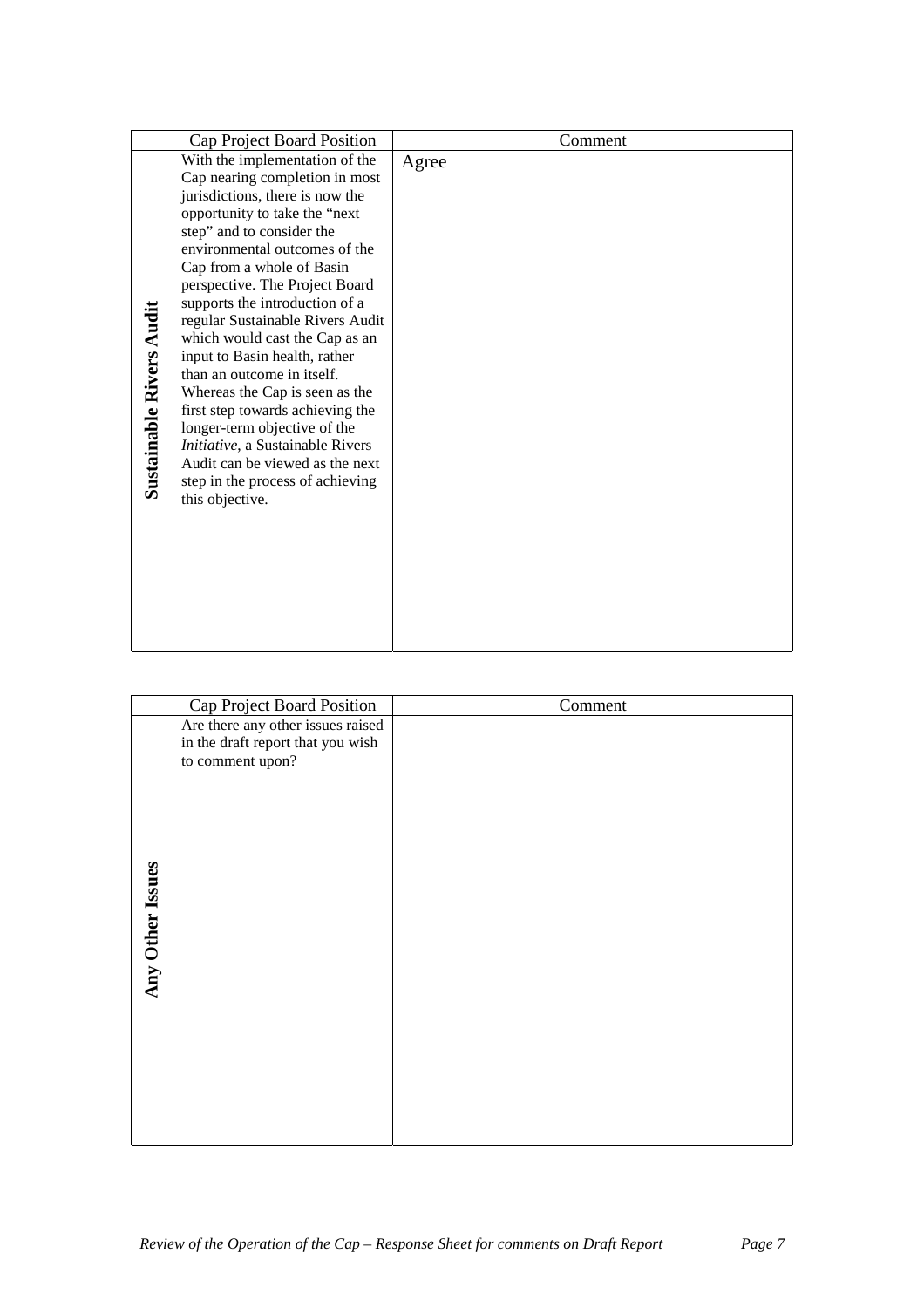| | Cap Project Board Position | Comment |
| --- | --- | --- |
| **Sustainable Rivers Audit** | With the implementation of the Cap nearing completion in most jurisdictions, there is now the opportunity to take the "next step" and to consider the environmental outcomes of the Cap from a whole of Basin perspective. The Project Board supports the introduction of a regular Sustainable Rivers Audit which would cast the Cap as an input to Basin health, rather than an outcome in itself. Whereas the Cap is seen as the first step towards achieving the longer-term objective of the *Initiative*, a Sustainable Rivers Audit can be viewed as the next step in the process of achieving this objective. | Agree |

| | Cap Project Board Position | Comment |
| --- | --- | --- |
| **Any Other Issues** | Are there any other issues raised in the draft report that you wish to comment upon? | |